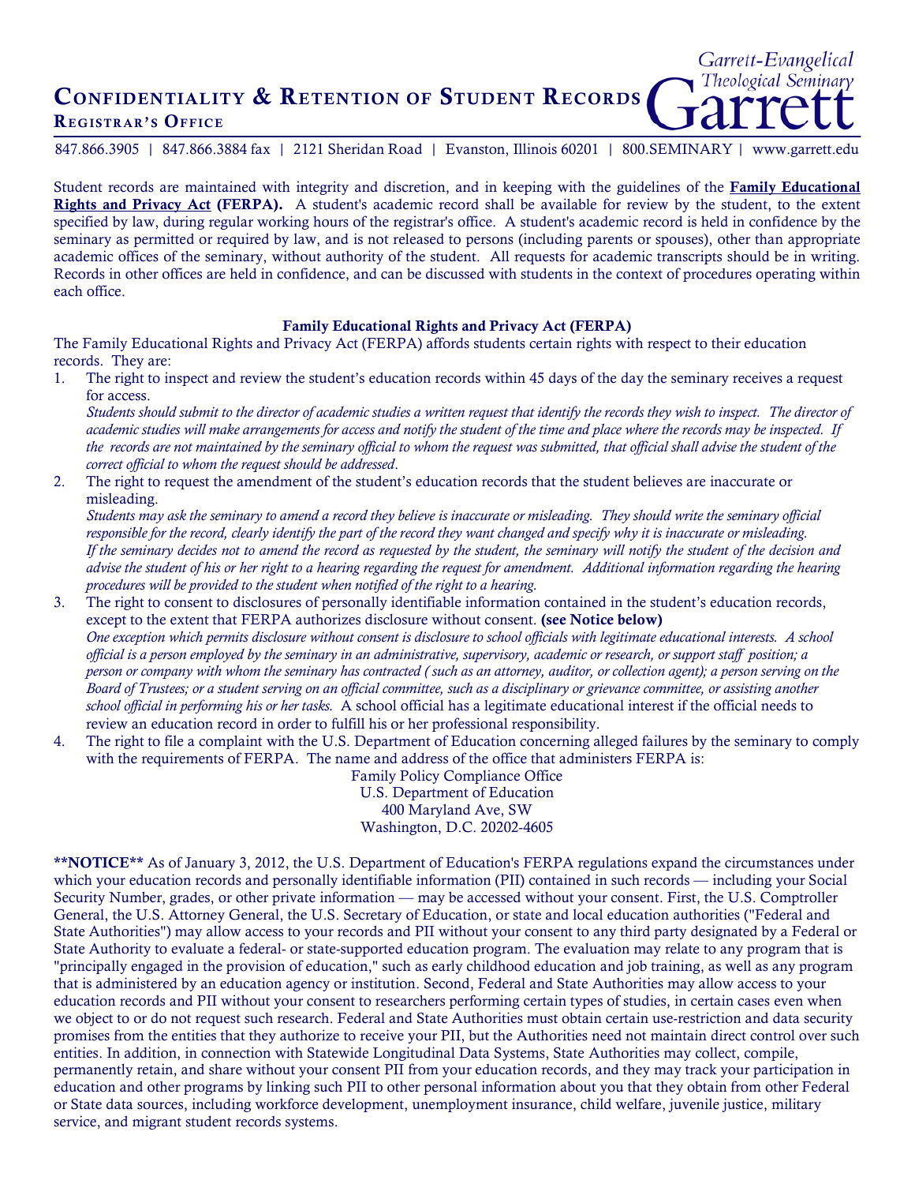# Confidentiality & Retention of Student Records

## Registrar's Office

Garrett-Evangelical Theological Seminary

847.866.3905 | 847.866.3884 fax | 2121 Sheridan Road | Evanston, Illinois 60201 | 800.SEMINARY | www.garrett.edu

Student records are maintained with integrity and discretion, and in keeping with the guidelines of the **Family Educational Rights and Privacy Act (FERPA).** A student's academic record shall be available for review by the student, to the extent specified by law, during regular working hours of the registrar's office. A student's academic record is held in confidence by the seminary as permitted or required by law, and is not released to persons (including parents or spouses), other than appropriate academic offices of the seminary, without authority of the student. All requests for academic transcripts should be in writing. Records in other offices are held in confidence, and can be discussed with students in the context of procedures operating within each office.

### Family Educational Rights and Privacy Act (FERPA)

The Family Educational Rights and Privacy Act (FERPA) affords students certain rights with respect to their education records. They are:

1. The right to inspect and review the student's education records within 45 days of the day the seminary receives a request for access.
   *Students should submit to the director of academic studies a written request that identify the records they wish to inspect. The director of academic studies will make arrangements for access and notify the student of the time and place where the records may be inspected. If the records are not maintained by the seminary official to whom the request was submitted, that official shall advise the student of the correct official to whom the request should be addressed.*
2. The right to request the amendment of the student's education records that the student believes are inaccurate or misleading.
   *Students may ask the seminary to amend a record they believe is inaccurate or misleading. They should write the seminary official responsible for the record, clearly identify the part of the record they want changed and specify why it is inaccurate or misleading. If the seminary decides not to amend the record as requested by the student, the seminary will notify the student of the decision and advise the student of his or her right to a hearing regarding the request for amendment. Additional information regarding the hearing procedures will be provided to the student when notified of the right to a hearing.*
3. The right to consent to disclosures of personally identifiable information contained in the student's education records, except to the extent that FERPA authorizes disclosure without consent. **(see Notice below)**
   *One exception which permits disclosure without consent is disclosure to school officials with legitimate educational interests. A school official is a person employed by the seminary in an administrative, supervisory, academic or research, or support staff position; a person or company with whom the seminary has contracted ( such as an attorney, auditor, or collection agent); a person serving on the Board of Trustees; or a student serving on an official committee, such as a disciplinary or grievance committee, or assisting another school official in performing his or her tasks.* A school official has a legitimate educational interest if the official needs to review an education record in order to fulfill his or her professional responsibility.
4. The right to file a complaint with the U.S. Department of Education concerning alleged failures by the seminary to comply with the requirements of FERPA. The name and address of the office that administers FERPA is:

   Family Policy Compliance Office
   U.S. Department of Education
   400 Maryland Ave, SW
   Washington, D.C. 20202-4605

**\*\*NOTICE\*\*** As of January 3, 2012, the U.S. Department of Education's FERPA regulations expand the circumstances under which your education records and personally identifiable information (PII) contained in such records — including your Social Security Number, grades, or other private information — may be accessed without your consent. First, the U.S. Comptroller General, the U.S. Attorney General, the U.S. Secretary of Education, or state and local education authorities ("Federal and State Authorities") may allow access to your records and PII without your consent to any third party designated by a Federal or State Authority to evaluate a federal- or state-supported education program. The evaluation may relate to any program that is "principally engaged in the provision of education," such as early childhood education and job training, as well as any program that is administered by an education agency or institution. Second, Federal and State Authorities may allow access to your education records and PII without your consent to researchers performing certain types of studies, in certain cases even when we object to or do not request such research. Federal and State Authorities must obtain certain use-restriction and data security promises from the entities that they authorize to receive your PII, but the Authorities need not maintain direct control over such entities. In addition, in connection with Statewide Longitudinal Data Systems, State Authorities may collect, compile, permanently retain, and share without your consent PII from your education records, and they may track your participation in education and other programs by linking such PII to other personal information about you that they obtain from other Federal or State data sources, including workforce development, unemployment insurance, child welfare, juvenile justice, military service, and migrant student records systems.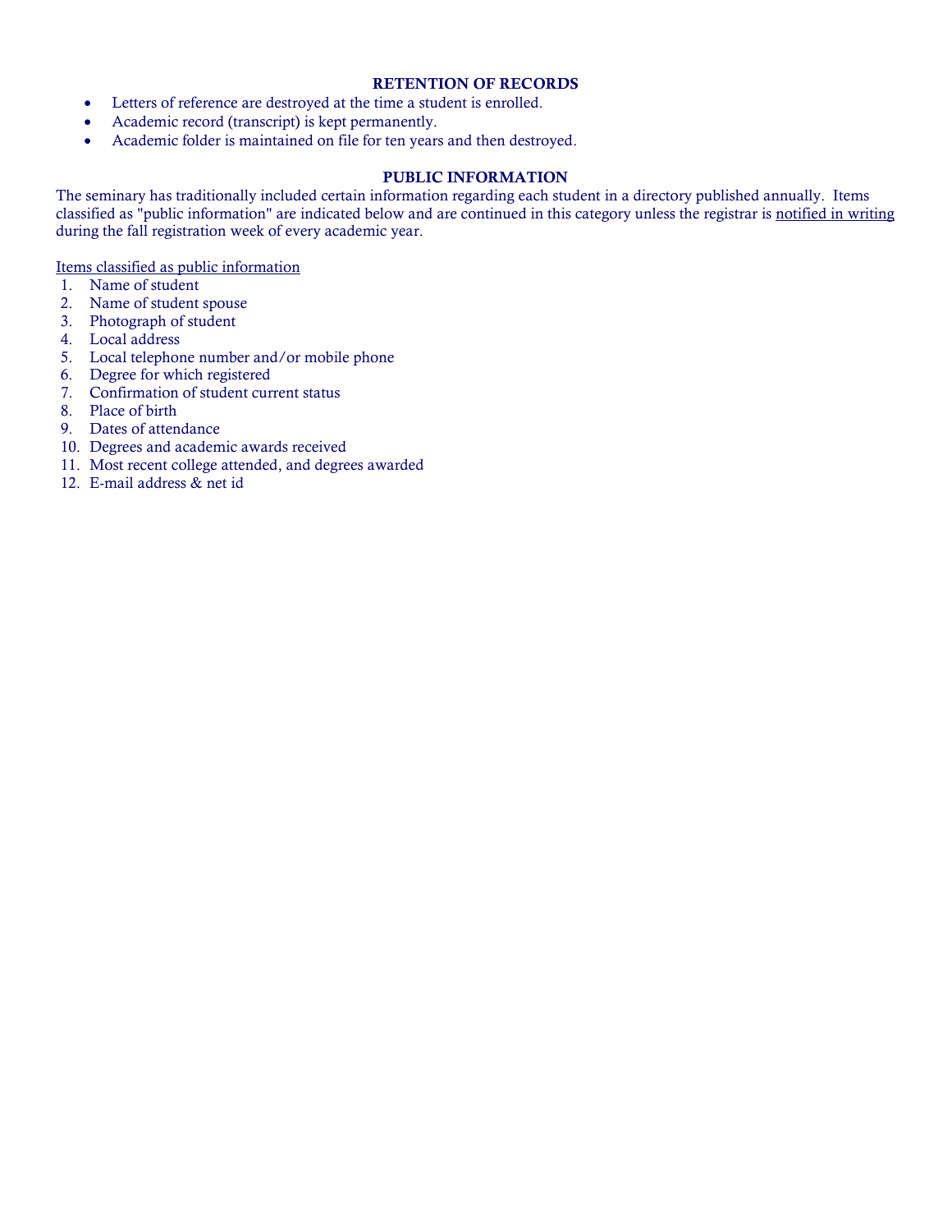## RETENTION OF RECORDS

- Letters of reference are destroyed at the time a student is enrolled.
- Academic record (transcript) is kept permanently.
- Academic folder is maintained on file for ten years and then destroyed.

## PUBLIC INFORMATION

The seminary has traditionally included certain information regarding each student in a directory published annually. Items classified as "public information" are indicated below and are continued in this category unless the registrar is notified in writing during the fall registration week of every academic year.

Items classified as public information

1. Name of student
2. Name of student spouse
3. Photograph of student
4. Local address
5. Local telephone number and/or mobile phone
6. Degree for which registered
7. Confirmation of student current status
8. Place of birth
9. Dates of attendance
10. Degrees and academic awards received
11. Most recent college attended, and degrees awarded
12. E-mail address & net id